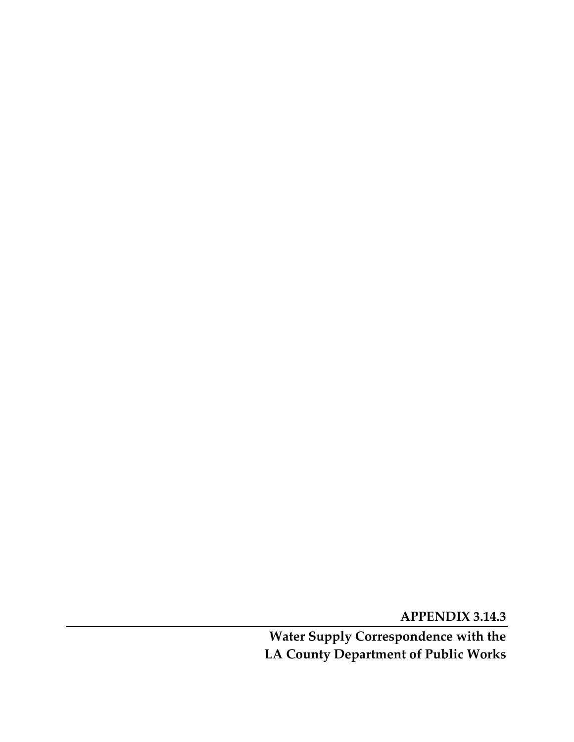# APPENDIX 3.14.3

**Water Supply Correspondence with the LA County Department of Public Works**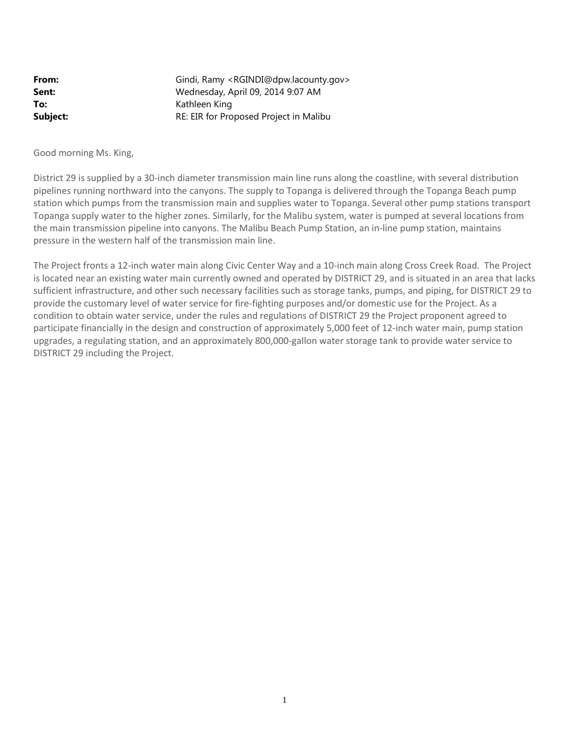**From:** Gindi, Ramy <RGINDI@dpw.lacounty.gov>
**Sent:** Wednesday, April 09, 2014 9:07 AM
**To:** Kathleen King
**Subject:** RE: EIR for Proposed Project in Malibu

Good morning Ms. King,

District 29 is supplied by a 30-inch diameter transmission main line runs along the coastline, with several distribution pipelines running northward into the canyons. The supply to Topanga is delivered through the Topanga Beach pump station which pumps from the transmission main and supplies water to Topanga. Several other pump stations transport Topanga supply water to the higher zones. Similarly, for the Malibu system, water is pumped at several locations from the main transmission pipeline into canyons. The Malibu Beach Pump Station, an in-line pump station, maintains pressure in the western half of the transmission main line.

The Project fronts a 12-inch water main along Civic Center Way and a 10-inch main along Cross Creek Road. The Project is located near an existing water main currently owned and operated by DISTRICT 29, and is situated in an area that lacks sufficient infrastructure, and other such necessary facilities such as storage tanks, pumps, and piping, for DISTRICT 29 to provide the customary level of water service for fire-fighting purposes and/or domestic use for the Project. As a condition to obtain water service, under the rules and regulations of DISTRICT 29 the Project proponent agreed to participate financially in the design and construction of approximately 5,000 feet of 12-inch water main, pump station upgrades, a regulating station, and an approximately 800,000-gallon water storage tank to provide water service to DISTRICT 29 including the Project.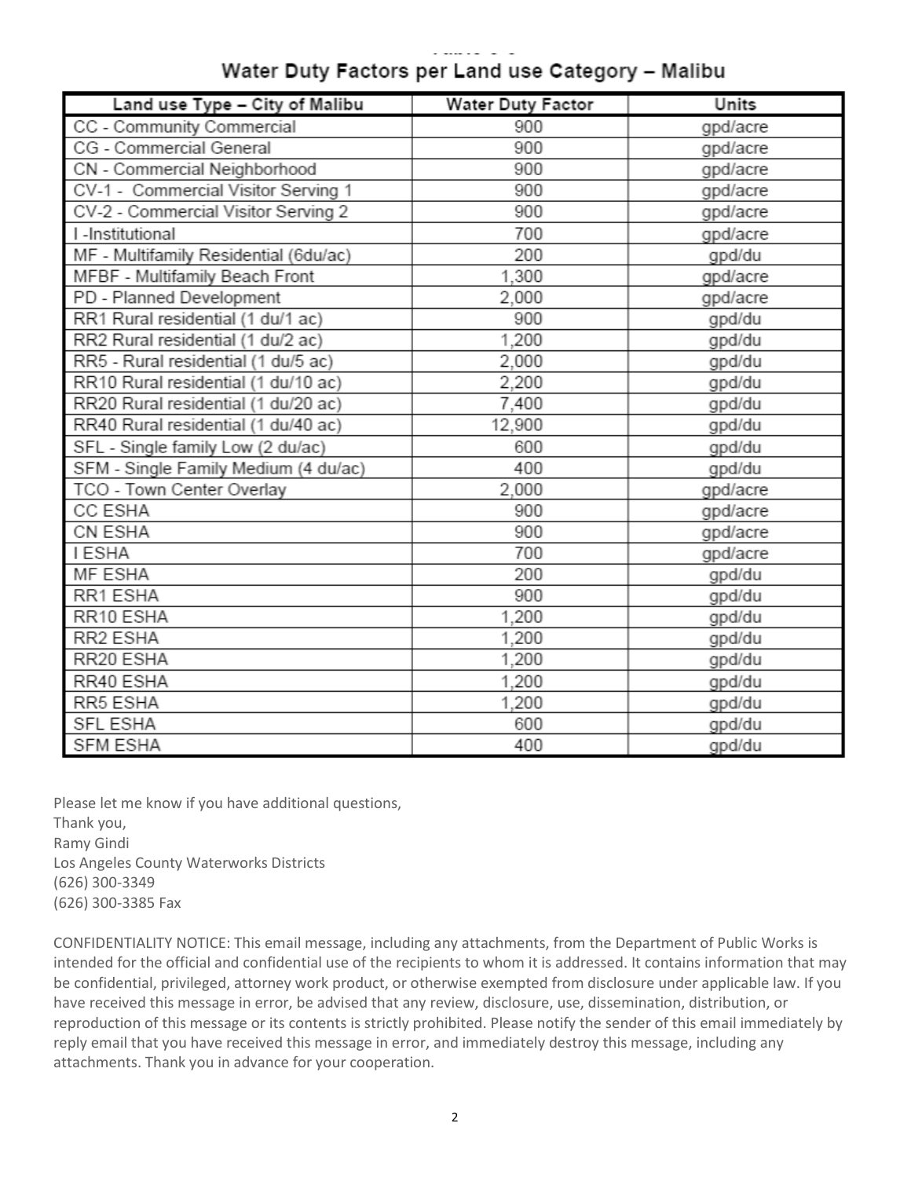## Water Duty Factors per Land use Category – Malibu

| Land use Type – City of Malibu | Water Duty Factor | Units |
|---|---|---|
| CC - Community Commercial | 900 | gpd/acre |
| CG - Commercial General | 900 | gpd/acre |
| CN - Commercial Neighborhood | 900 | gpd/acre |
| CV-1 - Commercial Visitor Serving 1 | 900 | gpd/acre |
| CV-2 - Commercial Visitor Serving 2 | 900 | gpd/acre |
| I -Institutional | 700 | gpd/acre |
| MF - Multifamily Residential (6du/ac) | 200 | gpd/du |
| MFBF - Multifamily Beach Front | 1,300 | gpd/acre |
| PD - Planned Development | 2,000 | gpd/acre |
| RR1 Rural residential (1 du/1 ac) | 900 | gpd/du |
| RR2 Rural residential (1 du/2 ac) | 1,200 | gpd/du |
| RR5 - Rural residential (1 du/5 ac) | 2,000 | gpd/du |
| RR10 Rural residential (1 du/10 ac) | 2,200 | gpd/du |
| RR20 Rural residential (1 du/20 ac) | 7,400 | gpd/du |
| RR40 Rural residential (1 du/40 ac) | 12,900 | gpd/du |
| SFL - Single family Low (2 du/ac) | 600 | gpd/du |
| SFM - Single Family Medium (4 du/ac) | 400 | gpd/du |
| TCO - Town Center Overlay | 2,000 | gpd/acre |
| CC ESHA | 900 | gpd/acre |
| CN ESHA | 900 | gpd/acre |
| I ESHA | 700 | gpd/acre |
| MF ESHA | 200 | gpd/du |
| RR1 ESHA | 900 | gpd/du |
| RR10 ESHA | 1,200 | gpd/du |
| RR2 ESHA | 1,200 | gpd/du |
| RR20 ESHA | 1,200 | gpd/du |
| RR40 ESHA | 1,200 | gpd/du |
| RR5 ESHA | 1,200 | gpd/du |
| SFL ESHA | 600 | gpd/du |
| SFM ESHA | 400 | gpd/du |

Please let me know if you have additional questions,
Thank you,
Ramy Gindi
Los Angeles County Waterworks Districts
(626) 300-3349
(626) 300-3385 Fax

CONFIDENTIALITY NOTICE: This email message, including any attachments, from the Department of Public Works is intended for the official and confidential use of the recipients to whom it is addressed. It contains information that may be confidential, privileged, attorney work product, or otherwise exempted from disclosure under applicable law. If you have received this message in error, be advised that any review, disclosure, use, dissemination, distribution, or reproduction of this message or its contents is strictly prohibited. Please notify the sender of this email immediately by reply email that you have received this message in error, and immediately destroy this message, including any attachments. Thank you in advance for your cooperation.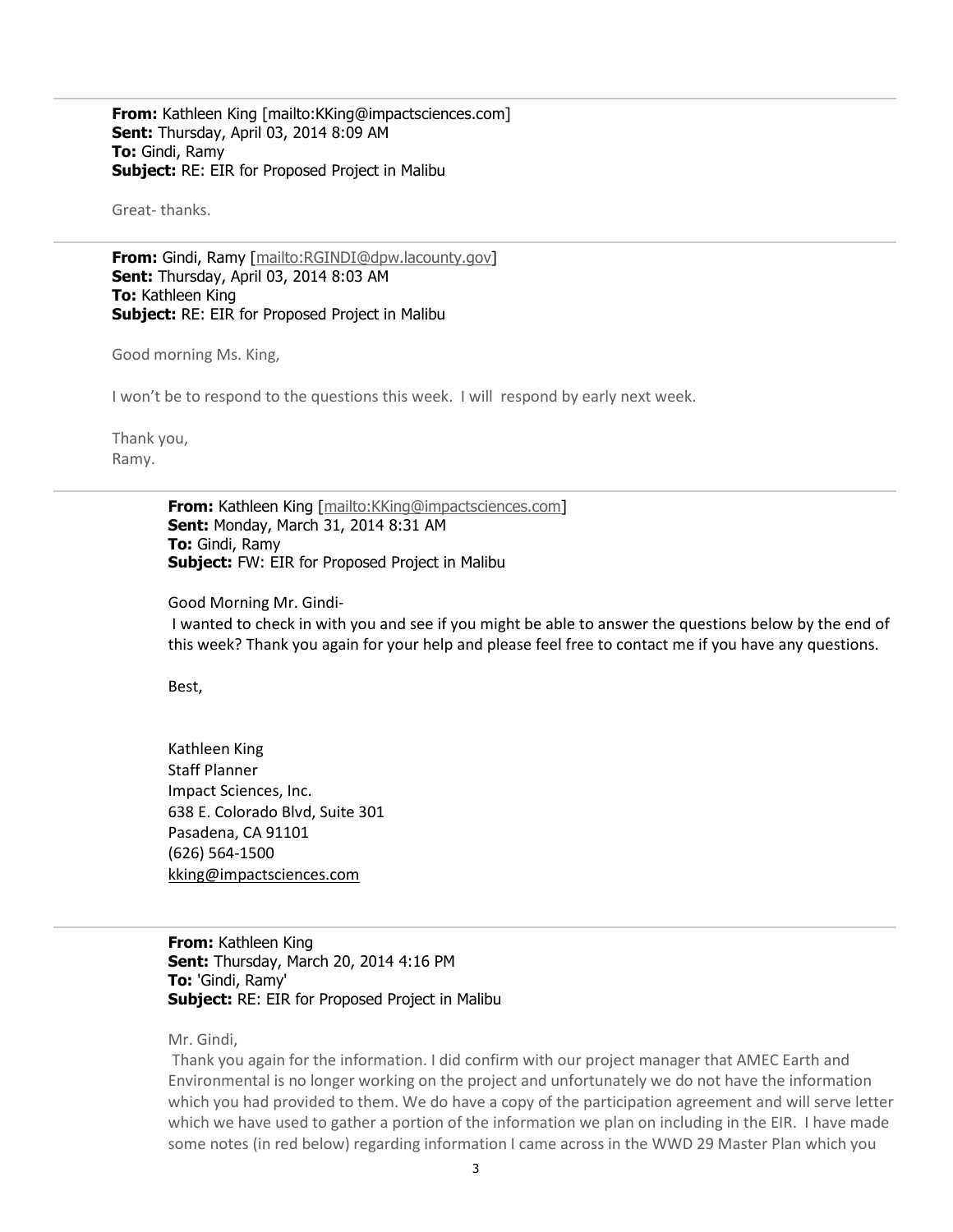---

**From:** Kathleen King [mailto:KKing@impactsciences.com]
**Sent:** Thursday, April 03, 2014 8:09 AM
**To:** Gindi, Ramy
**Subject:** RE: EIR for Proposed Project in Malibu

Great- thanks.

---

**From:** Gindi, Ramy [mailto:RGINDI@dpw.lacounty.gov]
**Sent:** Thursday, April 03, 2014 8:03 AM
**To:** Kathleen King
**Subject:** RE: EIR for Proposed Project in Malibu

Good morning Ms. King,

I won't be to respond to the questions this week. I will respond by early next week.

Thank you,
Ramy.

---

**From:** Kathleen King [mailto:KKing@impactsciences.com]
**Sent:** Monday, March 31, 2014 8:31 AM
**To:** Gindi, Ramy
**Subject:** FW: EIR for Proposed Project in Malibu

Good Morning Mr. Gindi-
I wanted to check in with you and see if you might be able to answer the questions below by the end of this week? Thank you again for your help and please feel free to contact me if you have any questions.

Best,

Kathleen King
Staff Planner
Impact Sciences, Inc.
638 E. Colorado Blvd, Suite 301
Pasadena, CA 91101
(626) 564-1500
kking@impactsciences.com

---

**From:** Kathleen King
**Sent:** Thursday, March 20, 2014 4:16 PM
**To:** 'Gindi, Ramy'
**Subject:** RE: EIR for Proposed Project in Malibu

Mr. Gindi,
Thank you again for the information. I did confirm with our project manager that AMEC Earth and Environmental is no longer working on the project and unfortunately we do not have the information which you had provided to them. We do have a copy of the participation agreement and will serve letter which we have used to gather a portion of the information we plan on including in the EIR. I have made some notes (in red below) regarding information I came across in the WWD 29 Master Plan which you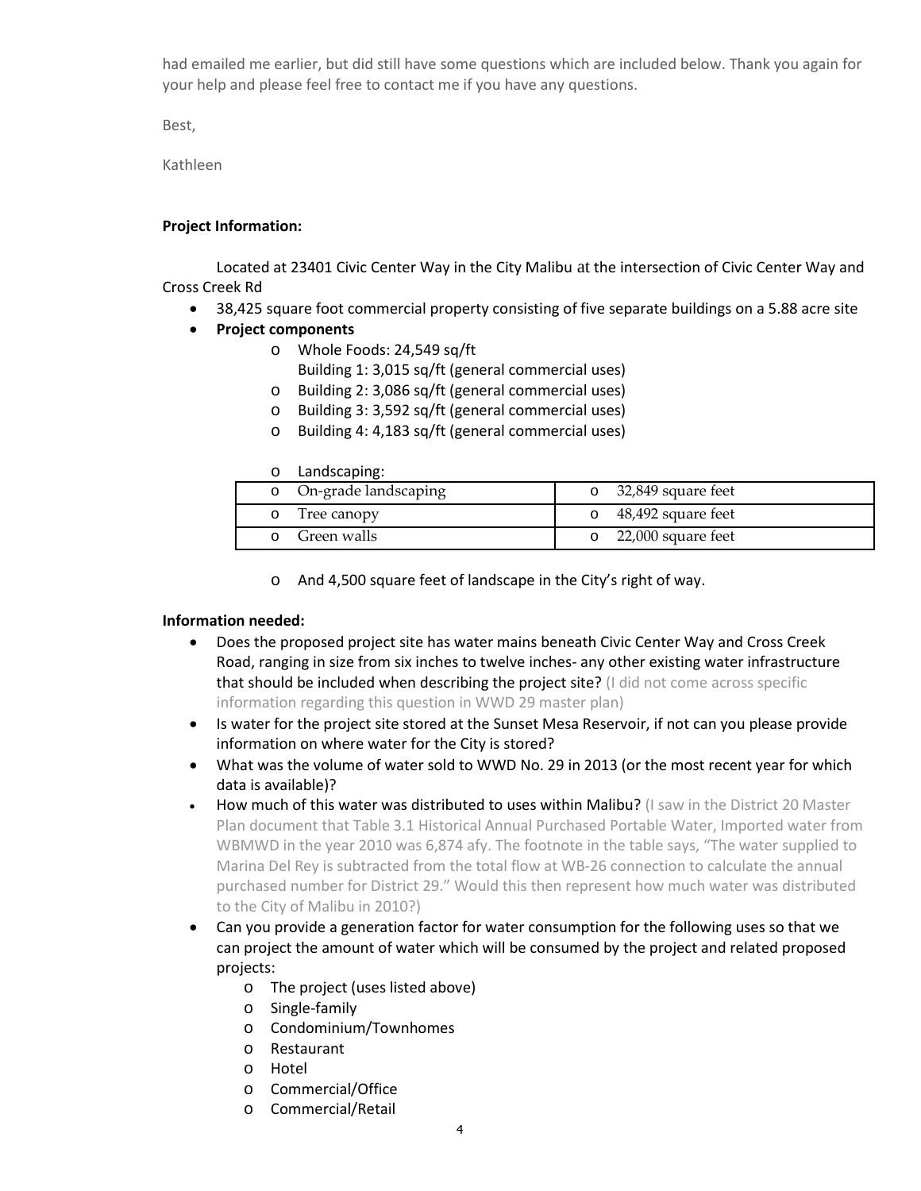had emailed me earlier, but did still have some questions which are included below. Thank you again for your help and please feel free to contact me if you have any questions.

Best,

Kathleen

**Project Information:**

Located at 23401 Civic Center Way in the City Malibu at the intersection of Civic Center Way and Cross Creek Rd

- 38,425 square foot commercial property consisting of five separate buildings on a 5.88 acre site
- **Project components**
    - Whole Foods: 24,549 sq/ft
      Building 1: 3,015 sq/ft (general commercial uses)
    - Building 2: 3,086 sq/ft (general commercial uses)
    - Building 3: 3,592 sq/ft (general commercial uses)
    - Building 4: 4,183 sq/ft (general commercial uses)
    - Landscaping:

| | |
|---|---|
| On-grade landscaping | 32,849 square feet |
| Tree canopy | 48,492 square feet |
| Green walls | 22,000 square feet |

    - And 4,500 square feet of landscape in the City's right of way.

**Information needed:**

- Does the proposed project site has water mains beneath Civic Center Way and Cross Creek Road, ranging in size from six inches to twelve inches- any other existing water infrastructure that should be included when describing the project site? (I did not come across specific information regarding this question in WWD 29 master plan)
- Is water for the project site stored at the Sunset Mesa Reservoir, if not can you please provide information on where water for the City is stored?
- What was the volume of water sold to WWD No. 29 in 2013 (or the most recent year for which data is available)?
- How much of this water was distributed to uses within Malibu? (I saw in the District 20 Master Plan document that Table 3.1 Historical Annual Purchased Portable Water, Imported water from WBMWD in the year 2010 was 6,874 afy. The footnote in the table says, "The water supplied to Marina Del Rey is subtracted from the total flow at WB-26 connection to calculate the annual purchased number for District 29." Would this then represent how much water was distributed to the City of Malibu in 2010?)
- Can you provide a generation factor for water consumption for the following uses so that we can project the amount of water which will be consumed by the project and related proposed projects:
    - The project (uses listed above)
    - Single-family
    - Condominium/Townhomes
    - Restaurant
    - Hotel
    - Commercial/Office
    - Commercial/Retail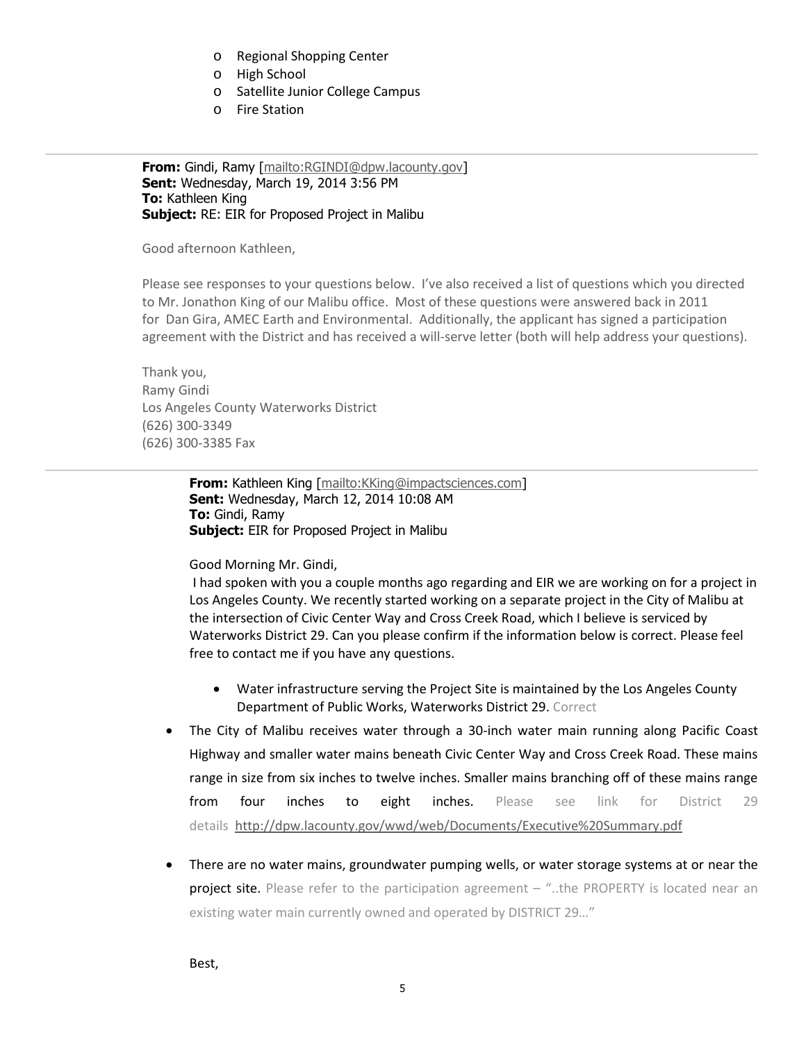- Regional Shopping Center
- High School
- Satellite Junior College Campus
- Fire Station

---

**From:** Gindi, Ramy [mailto:RGINDI@dpw.lacounty.gov]
**Sent:** Wednesday, March 19, 2014 3:56 PM
**To:** Kathleen King
**Subject:** RE: EIR for Proposed Project in Malibu

Good afternoon Kathleen,

Please see responses to your questions below. I've also received a list of questions which you directed to Mr. Jonathon King of our Malibu office. Most of these questions were answered back in 2011 for Dan Gira, AMEC Earth and Environmental. Additionally, the applicant has signed a participation agreement with the District and has received a will-serve letter (both will help address your questions).

Thank you,
Ramy Gindi
Los Angeles County Waterworks District
(626) 300-3349
(626) 300-3385 Fax

---

**From:** Kathleen King [mailto:KKing@impactsciences.com]
**Sent:** Wednesday, March 12, 2014 10:08 AM
**To:** Gindi, Ramy
**Subject:** EIR for Proposed Project in Malibu

Good Morning Mr. Gindi,

I had spoken with you a couple months ago regarding and EIR we are working on for a project in Los Angeles County. We recently started working on a separate project in the City of Malibu at the intersection of Civic Center Way and Cross Creek Road, which I believe is serviced by Waterworks District 29. Can you please confirm if the information below is correct. Please feel free to contact me if you have any questions.

- Water infrastructure serving the Project Site is maintained by the Los Angeles County Department of Public Works, Waterworks District 29. Correct
- The City of Malibu receives water through a 30-inch water main running along Pacific Coast Highway and smaller water mains beneath Civic Center Way and Cross Creek Road. These mains range in size from six inches to twelve inches. Smaller mains branching off of these mains range from four inches to eight inches. Please see link for District 29 details http://dpw.lacounty.gov/wwd/web/Documents/Executive%20Summary.pdf
- There are no water mains, groundwater pumping wells, or water storage systems at or near the project site. Please refer to the participation agreement – "..the PROPERTY is located near an existing water main currently owned and operated by DISTRICT 29…"

Best,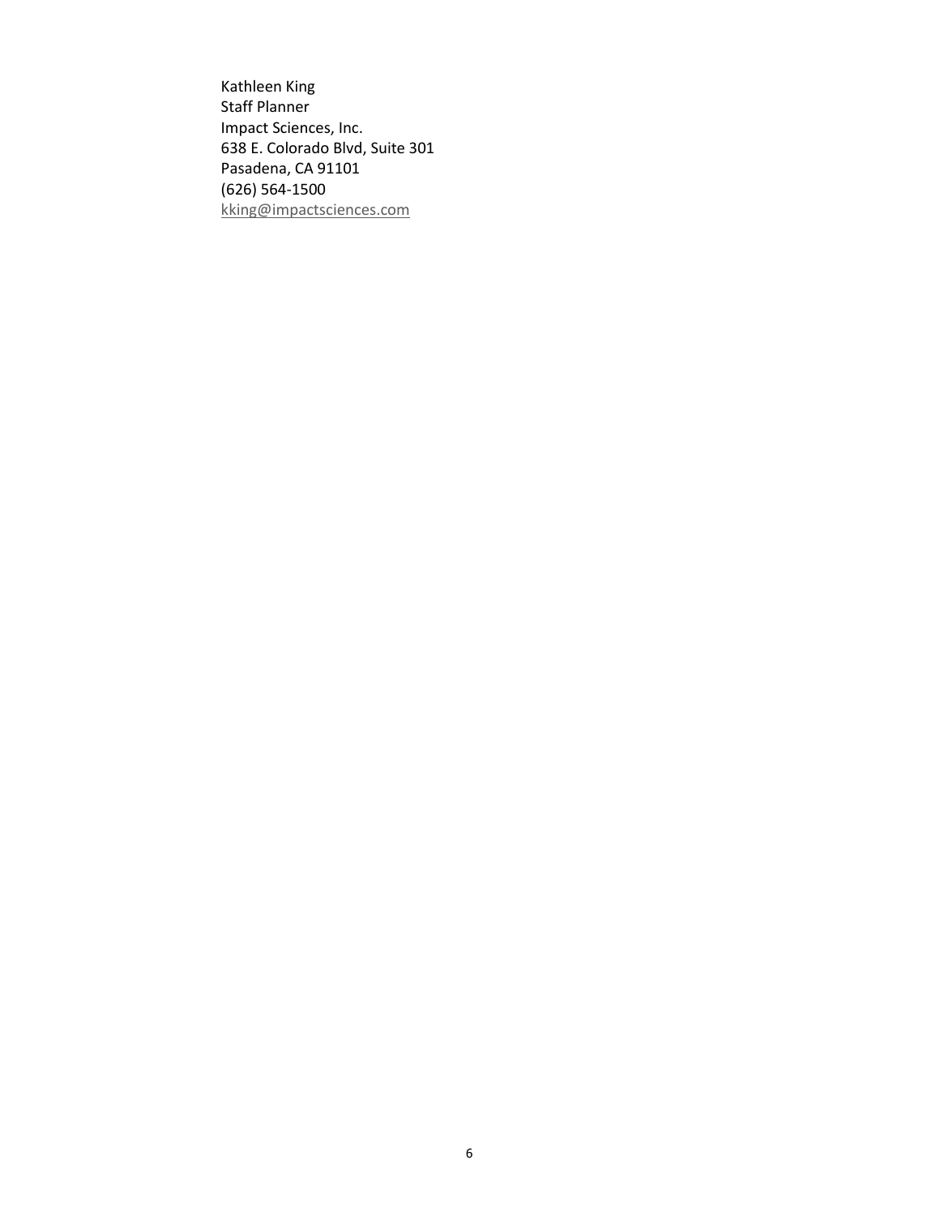Kathleen King
Staff Planner
Impact Sciences, Inc.
638 E. Colorado Blvd, Suite 301
Pasadena, CA 91101
(626) 564-1500
kking@impactsciences.com